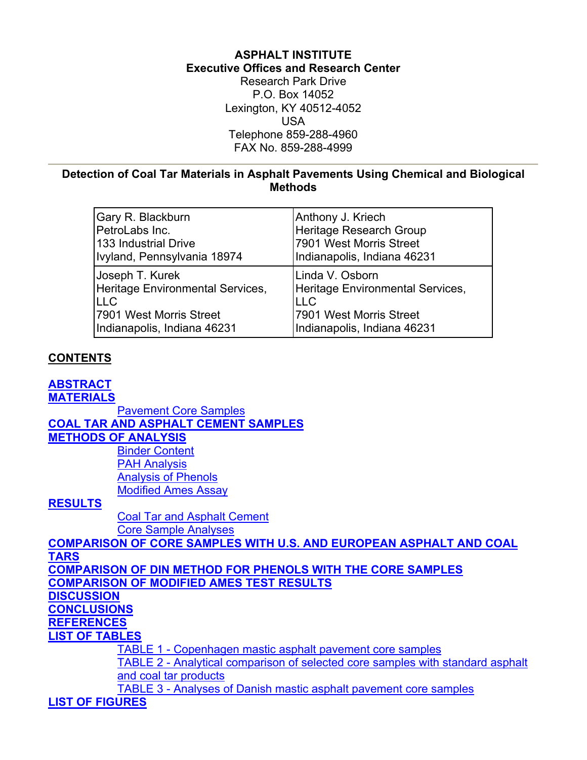**ASPHALT INSTITUTE**
**Executive Offices and Research Center**
Research Park Drive
P.O. Box 14052
Lexington, KY 40512-4052
USA
Telephone 859-288-4960
FAX No. 859-288-4999

---

# Detection of Coal Tar Materials in Asphalt Pavements Using Chemical and Biological Methods

| | |
|---|---|
| Gary R. Blackburn<br>PetroLabs Inc.<br>133 Industrial Drive<br>Ivyland, Pennsylvania 18974 | Anthony J. Kriech<br>Heritage Research Group<br>7901 West Morris Street<br>Indianapolis, Indiana 46231 |
| Joseph T. Kurek<br>Heritage Environmental Services, LLC<br>7901 West Morris Street<br>Indianapolis, Indiana 46231 | Linda V. Osborn<br>Heritage Environmental Services, LLC<br>7901 West Morris Street<br>Indianapolis, Indiana 46231 |

## CONTENTS

**ABSTRACT**
**MATERIALS**
- Pavement Core Samples

**COAL TAR AND ASPHALT CEMENT SAMPLES**
**METHODS OF ANALYSIS**
- Binder Content
- PAH Analysis
- Analysis of Phenols
- Modified Ames Assay

**RESULTS**
- Coal Tar and Asphalt Cement
- Core Sample Analyses

**COMPARISON OF CORE SAMPLES WITH U.S. AND EUROPEAN ASPHALT AND COAL TARS**
**COMPARISON OF DIN METHOD FOR PHENOLS WITH THE CORE SAMPLES**
**COMPARISON OF MODIFIED AMES TEST RESULTS**
**DISCUSSION**
**CONCLUSIONS**
**REFERENCES**
**LIST OF TABLES**
- TABLE 1 - Copenhagen mastic asphalt pavement core samples
- TABLE 2 - Analytical comparison of selected core samples with standard asphalt and coal tar products
- TABLE 3 - Analyses of Danish mastic asphalt pavement core samples

**LIST OF FIGURES**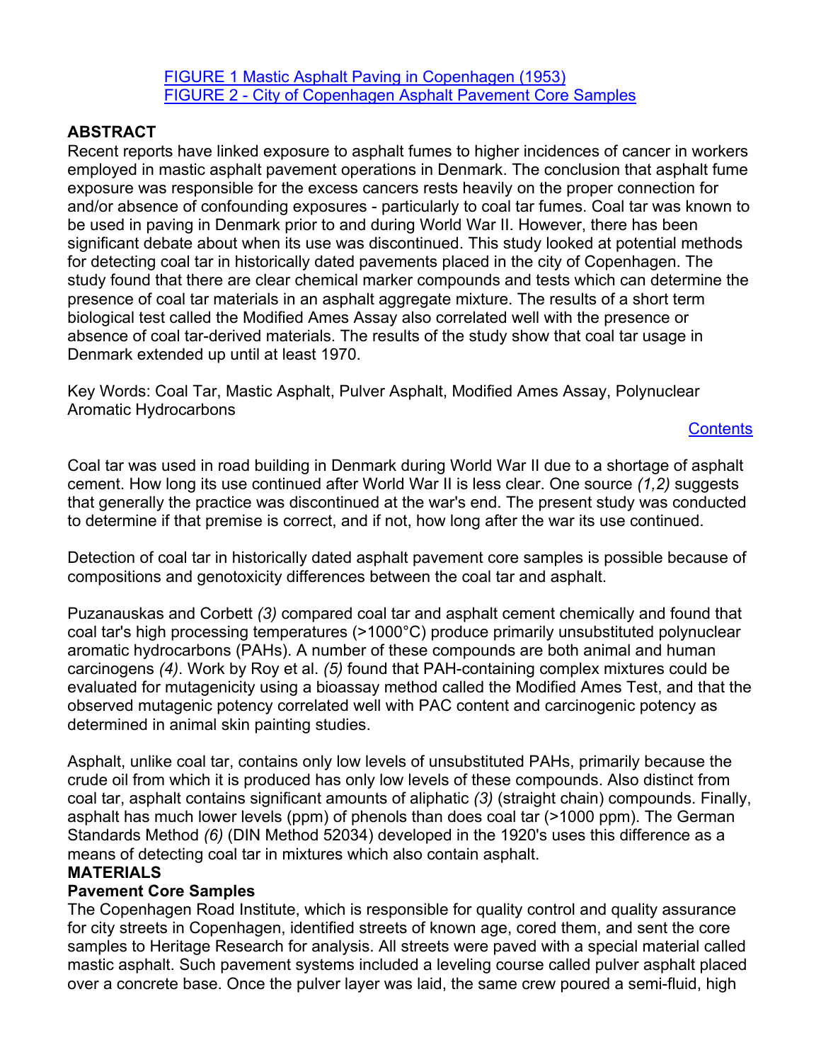[FIGURE 1 Mastic Asphalt Paving in Copenhagen (1953)]
[FIGURE 2 - City of Copenhagen Asphalt Pavement Core Samples]

## ABSTRACT

Recent reports have linked exposure to asphalt fumes to higher incidences of cancer in workers employed in mastic asphalt pavement operations in Denmark. The conclusion that asphalt fume exposure was responsible for the excess cancers rests heavily on the proper connection for and/or absence of confounding exposures - particularly to coal tar fumes. Coal tar was known to be used in paving in Denmark prior to and during World War II. However, there has been significant debate about when its use was discontinued. This study looked at potential methods for detecting coal tar in historically dated pavements placed in the city of Copenhagen. The study found that there are clear chemical marker compounds and tests which can determine the presence of coal tar materials in an asphalt aggregate mixture. The results of a short term biological test called the Modified Ames Assay also correlated well with the presence or absence of coal tar-derived materials. The results of the study show that coal tar usage in Denmark extended up until at least 1970.

Key Words: Coal Tar, Mastic Asphalt, Pulver Asphalt, Modified Ames Assay, Polynuclear Aromatic Hydrocarbons

[Contents]

Coal tar was used in road building in Denmark during World War II due to a shortage of asphalt cement. How long its use continued after World War II is less clear. One source *(1,2)* suggests that generally the practice was discontinued at the war's end. The present study was conducted to determine if that premise is correct, and if not, how long after the war its use continued.

Detection of coal tar in historically dated asphalt pavement core samples is possible because of compositions and genotoxicity differences between the coal tar and asphalt.

Puzanauskas and Corbett *(3)* compared coal tar and asphalt cement chemically and found that coal tar's high processing temperatures (>1000°C) produce primarily unsubstituted polynuclear aromatic hydrocarbons (PAHs). A number of these compounds are both animal and human carcinogens *(4)*. Work by Roy et al. *(5)* found that PAH-containing complex mixtures could be evaluated for mutagenicity using a bioassay method called the Modified Ames Test, and that the observed mutagenic potency correlated well with PAC content and carcinogenic potency as determined in animal skin painting studies.

Asphalt, unlike coal tar, contains only low levels of unsubstituted PAHs, primarily because the crude oil from which it is produced has only low levels of these compounds. Also distinct from coal tar, asphalt contains significant amounts of aliphatic *(3)* (straight chain) compounds. Finally, asphalt has much lower levels (ppm) of phenols than does coal tar (>1000 ppm). The German Standards Method *(6)* (DIN Method 52034) developed in the 1920's uses this difference as a means of detecting coal tar in mixtures which also contain asphalt.

## MATERIALS

### Pavement Core Samples

The Copenhagen Road Institute, which is responsible for quality control and quality assurance for city streets in Copenhagen, identified streets of known age, cored them, and sent the core samples to Heritage Research for analysis. All streets were paved with a special material called mastic asphalt. Such pavement systems included a leveling course called pulver asphalt placed over a concrete base. Once the pulver layer was laid, the same crew poured a semi-fluid, high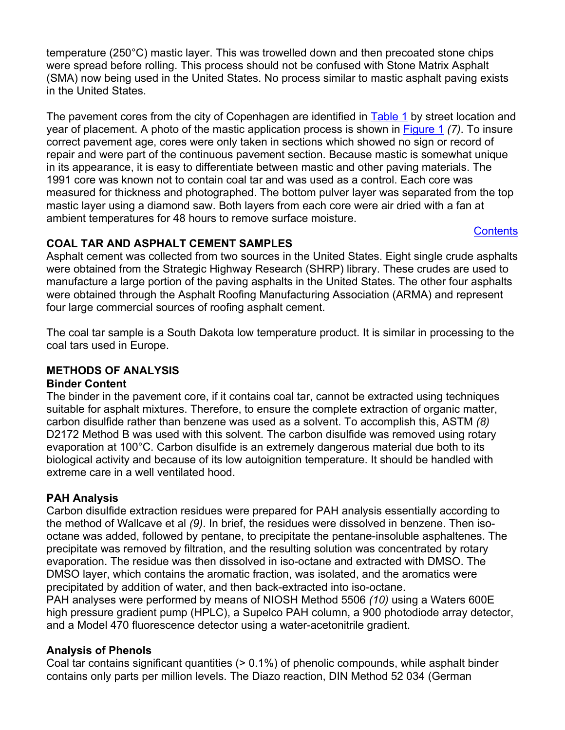temperature (250°C) mastic layer. This was trowelled down and then precoated stone chips were spread before rolling. This process should not be confused with Stone Matrix Asphalt (SMA) now being used in the United States. No process similar to mastic asphalt paving exists in the United States.

The pavement cores from the city of Copenhagen are identified in Table 1 by street location and year of placement. A photo of the mastic application process is shown in Figure 1 *(7)*. To insure correct pavement age, cores were only taken in sections which showed no sign or record of repair and were part of the continuous pavement section. Because mastic is somewhat unique in its appearance, it is easy to differentiate between mastic and other paving materials. The 1991 core was known not to contain coal tar and was used as a control. Each core was measured for thickness and photographed. The bottom pulver layer was separated from the top mastic layer using a diamond saw. Both layers from each core were air dried with a fan at ambient temperatures for 48 hours to remove surface moisture.

Contents

## COAL TAR AND ASPHALT CEMENT SAMPLES

Asphalt cement was collected from two sources in the United States. Eight single crude asphalts were obtained from the Strategic Highway Research (SHRP) library. These crudes are used to manufacture a large portion of the paving asphalts in the United States. The other four asphalts were obtained through the Asphalt Roofing Manufacturing Association (ARMA) and represent four large commercial sources of roofing asphalt cement.

The coal tar sample is a South Dakota low temperature product. It is similar in processing to the coal tars used in Europe.

## METHODS OF ANALYSIS

### Binder Content

The binder in the pavement core, if it contains coal tar, cannot be extracted using techniques suitable for asphalt mixtures. Therefore, to ensure the complete extraction of organic matter, carbon disulfide rather than benzene was used as a solvent. To accomplish this, ASTM *(8)* D2172 Method B was used with this solvent. The carbon disulfide was removed using rotary evaporation at 100°C. Carbon disulfide is an extremely dangerous material due both to its biological activity and because of its low autoignition temperature. It should be handled with extreme care in a well ventilated hood.

### PAH Analysis

Carbon disulfide extraction residues were prepared for PAH analysis essentially according to the method of Wallcave et al *(9)*. In brief, the residues were dissolved in benzene. Then iso-octane was added, followed by pentane, to precipitate the pentane-insoluble asphaltenes. The precipitate was removed by filtration, and the resulting solution was concentrated by rotary evaporation. The residue was then dissolved in iso-octane and extracted with DMSO. The DMSO layer, which contains the aromatic fraction, was isolated, and the aromatics were precipitated by addition of water, and then back-extracted into iso-octane.
PAH analyses were performed by means of NIOSH Method 5506 *(10)* using a Waters 600E high pressure gradient pump (HPLC), a Supelco PAH column, a 900 photodiode array detector, and a Model 470 fluorescence detector using a water-acetonitrile gradient.

### Analysis of Phenols

Coal tar contains significant quantities (> 0.1%) of phenolic compounds, while asphalt binder contains only parts per million levels. The Diazo reaction, DIN Method 52 034 (German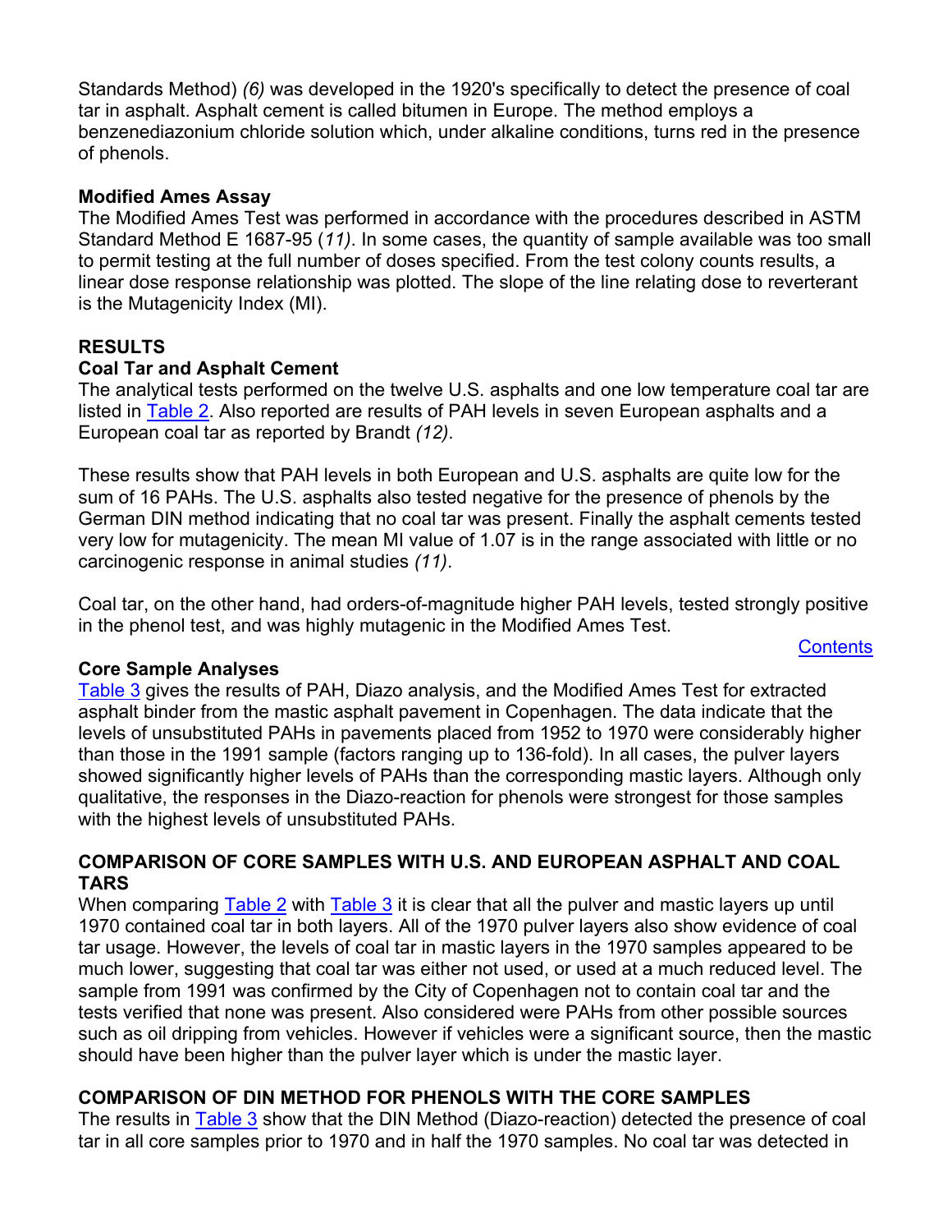Standards Method) *(6)* was developed in the 1920's specifically to detect the presence of coal tar in asphalt. Asphalt cement is called bitumen in Europe. The method employs a benzenediazonium chloride solution which, under alkaline conditions, turns red in the presence of phenols.

### Modified Ames Assay

The Modified Ames Test was performed in accordance with the procedures described in ASTM Standard Method E 1687-95 (*11)*. In some cases, the quantity of sample available was too small to permit testing at the full number of doses specified. From the test colony counts results, a linear dose response relationship was plotted. The slope of the line relating dose to reverterant is the Mutagenicity Index (MI).

## RESULTS

### Coal Tar and Asphalt Cement

The analytical tests performed on the twelve U.S. asphalts and one low temperature coal tar are listed in Table 2. Also reported are results of PAH levels in seven European asphalts and a European coal tar as reported by Brandt *(12)*.

These results show that PAH levels in both European and U.S. asphalts are quite low for the sum of 16 PAHs. The U.S. asphalts also tested negative for the presence of phenols by the German DIN method indicating that no coal tar was present. Finally the asphalt cements tested very low for mutagenicity. The mean MI value of 1.07 is in the range associated with little or no carcinogenic response in animal studies *(11)*.

Coal tar, on the other hand, had orders-of-magnitude higher PAH levels, tested strongly positive in the phenol test, and was highly mutagenic in the Modified Ames Test.

Contents

### Core Sample Analyses

Table 3 gives the results of PAH, Diazo analysis, and the Modified Ames Test for extracted asphalt binder from the mastic asphalt pavement in Copenhagen. The data indicate that the levels of unsubstituted PAHs in pavements placed from 1952 to 1970 were considerably higher than those in the 1991 sample (factors ranging up to 136-fold). In all cases, the pulver layers showed significantly higher levels of PAHs than the corresponding mastic layers. Although only qualitative, the responses in the Diazo-reaction for phenols were strongest for those samples with the highest levels of unsubstituted PAHs.

## COMPARISON OF CORE SAMPLES WITH U.S. AND EUROPEAN ASPHALT AND COAL TARS

When comparing Table 2 with Table 3 it is clear that all the pulver and mastic layers up until 1970 contained coal tar in both layers. All of the 1970 pulver layers also show evidence of coal tar usage. However, the levels of coal tar in mastic layers in the 1970 samples appeared to be much lower, suggesting that coal tar was either not used, or used at a much reduced level. The sample from 1991 was confirmed by the City of Copenhagen not to contain coal tar and the tests verified that none was present. Also considered were PAHs from other possible sources such as oil dripping from vehicles. However if vehicles were a significant source, then the mastic should have been higher than the pulver layer which is under the mastic layer.

## COMPARISON OF DIN METHOD FOR PHENOLS WITH THE CORE SAMPLES

The results in Table 3 show that the DIN Method (Diazo-reaction) detected the presence of coal tar in all core samples prior to 1970 and in half the 1970 samples. No coal tar was detected in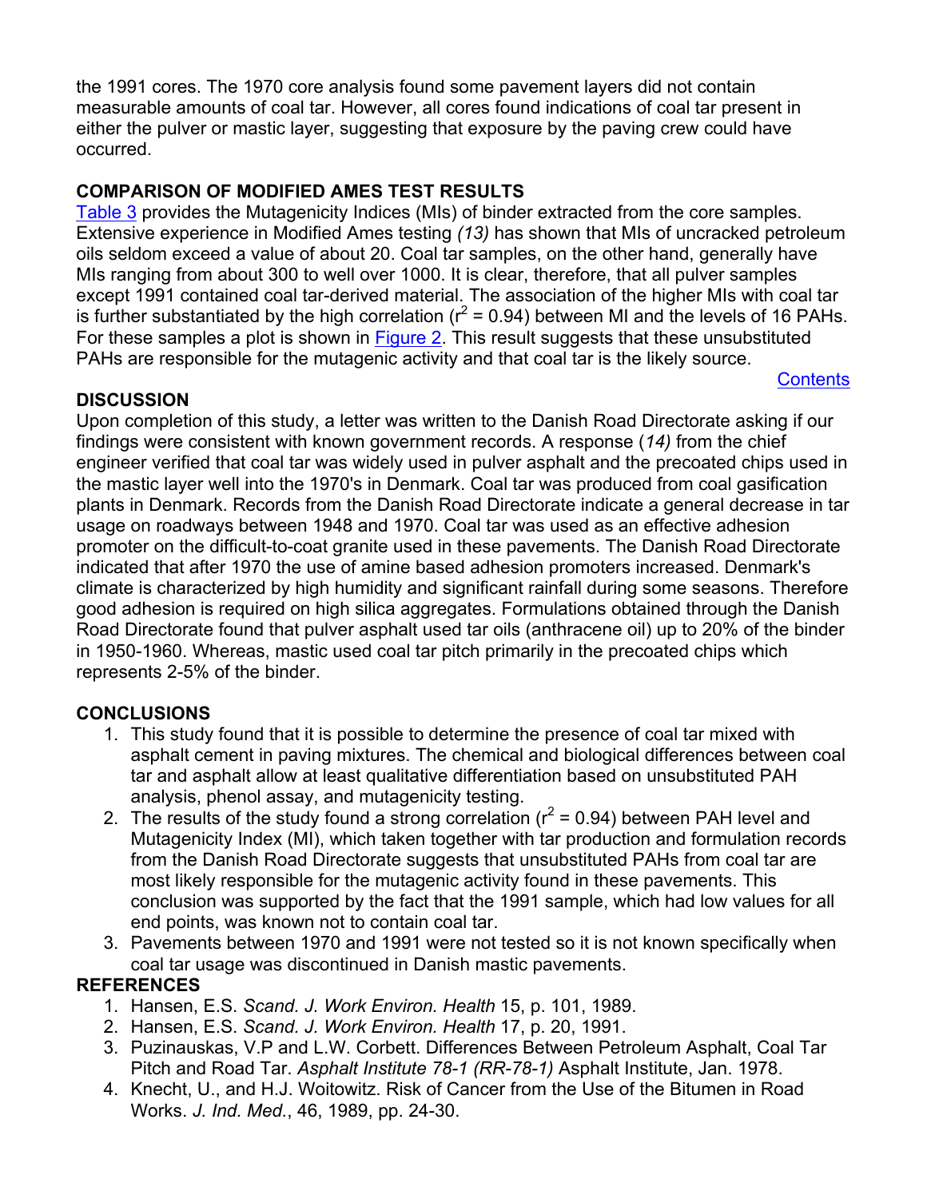the 1991 cores. The 1970 core analysis found some pavement layers did not contain measurable amounts of coal tar. However, all cores found indications of coal tar present in either the pulver or mastic layer, suggesting that exposure by the paving crew could have occurred.

## COMPARISON OF MODIFIED AMES TEST RESULTS

Table 3 provides the Mutagenicity Indices (MIs) of binder extracted from the core samples. Extensive experience in Modified Ames testing *(13)* has shown that MIs of uncracked petroleum oils seldom exceed a value of about 20. Coal tar samples, on the other hand, generally have MIs ranging from about 300 to well over 1000. It is clear, therefore, that all pulver samples except 1991 contained coal tar-derived material. The association of the higher MIs with coal tar is further substantiated by the high correlation ($r^2 = 0.94$) between MI and the levels of 16 PAHs. For these samples a plot is shown in Figure 2. This result suggests that these unsubstituted PAHs are responsible for the mutagenic activity and that coal tar is the likely source.

Contents

## DISCUSSION

Upon completion of this study, a letter was written to the Danish Road Directorate asking if our findings were consistent with known government records. A response (*14)* from the chief engineer verified that coal tar was widely used in pulver asphalt and the precoated chips used in the mastic layer well into the 1970's in Denmark. Coal tar was produced from coal gasification plants in Denmark. Records from the Danish Road Directorate indicate a general decrease in tar usage on roadways between 1948 and 1970. Coal tar was used as an effective adhesion promoter on the difficult-to-coat granite used in these pavements. The Danish Road Directorate indicated that after 1970 the use of amine based adhesion promoters increased. Denmark's climate is characterized by high humidity and significant rainfall during some seasons. Therefore good adhesion is required on high silica aggregates. Formulations obtained through the Danish Road Directorate found that pulver asphalt used tar oils (anthracene oil) up to 20% of the binder in 1950-1960. Whereas, mastic used coal tar pitch primarily in the precoated chips which represents 2-5% of the binder.

## CONCLUSIONS

1. This study found that it is possible to determine the presence of coal tar mixed with asphalt cement in paving mixtures. The chemical and biological differences between coal tar and asphalt allow at least qualitative differentiation based on unsubstituted PAH analysis, phenol assay, and mutagenicity testing.
2. The results of the study found a strong correlation ($r^2 = 0.94$) between PAH level and Mutagenicity Index (MI), which taken together with tar production and formulation records from the Danish Road Directorate suggests that unsubstituted PAHs from coal tar are most likely responsible for the mutagenic activity found in these pavements. This conclusion was supported by the fact that the 1991 sample, which had low values for all end points, was known not to contain coal tar.
3. Pavements between 1970 and 1991 were not tested so it is not known specifically when coal tar usage was discontinued in Danish mastic pavements.

## REFERENCES

1. Hansen, E.S. *Scand. J. Work Environ. Health* 15, p. 101, 1989.
2. Hansen, E.S. *Scand. J. Work Environ. Health* 17, p. 20, 1991.
3. Puzinauskas, V.P and L.W. Corbett. Differences Between Petroleum Asphalt, Coal Tar Pitch and Road Tar. *Asphalt Institute 78-1 (RR-78-1)* Asphalt Institute, Jan. 1978.
4. Knecht, U., and H.J. Woitowitz. Risk of Cancer from the Use of the Bitumen in Road Works. *J. Ind. Med.*, 46, 1989, pp. 24-30.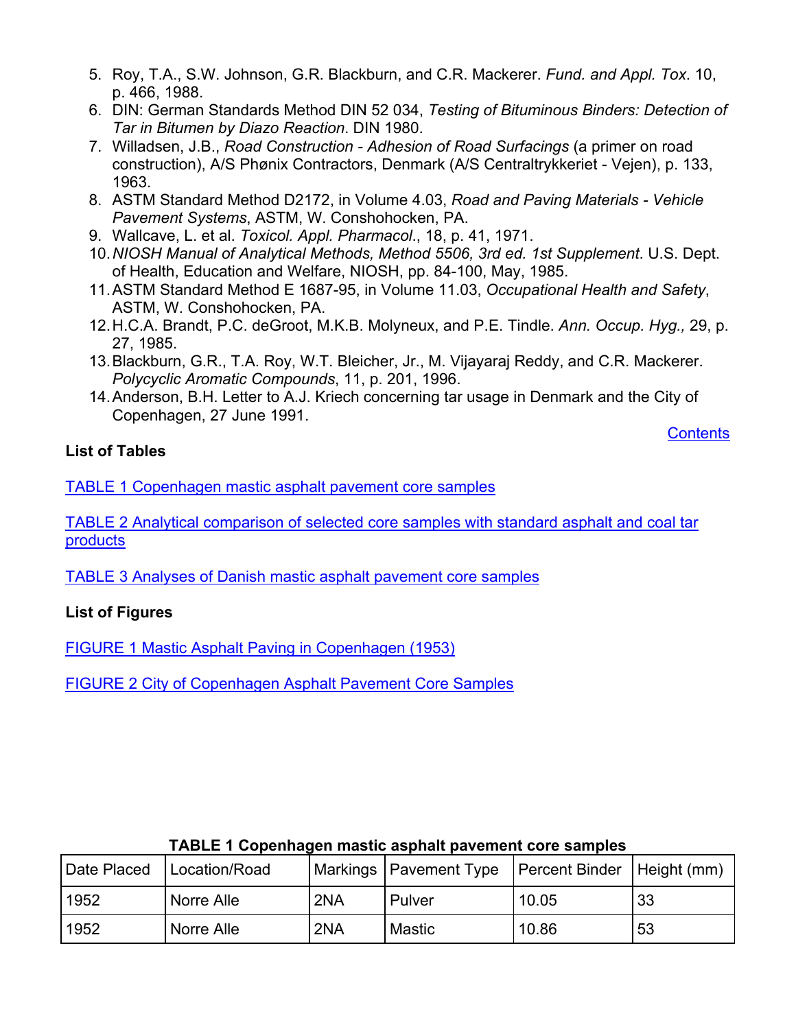5. Roy, T.A., S.W. Johnson, G.R. Blackburn, and C.R. Mackerer. *Fund. and Appl. Tox*. 10, p. 466, 1988.
6. DIN: German Standards Method DIN 52 034, *Testing of Bituminous Binders: Detection of Tar in Bitumen by Diazo Reaction*. DIN 1980.
7. Willadsen, J.B., *Road Construction - Adhesion of Road Surfacings* (a primer on road construction), A/S Phønix Contractors, Denmark (A/S Centraltrykkeriet - Vejen), p. 133, 1963.
8. ASTM Standard Method D2172, in Volume 4.03, *Road and Paving Materials - Vehicle Pavement Systems*, ASTM, W. Conshohocken, PA.
9. Wallcave, L. et al. *Toxicol. Appl. Pharmacol*., 18, p. 41, 1971.
10. *NIOSH Manual of Analytical Methods, Method 5506, 3rd ed. 1st Supplement*. U.S. Dept. of Health, Education and Welfare, NIOSH, pp. 84-100, May, 1985.
11. ASTM Standard Method E 1687-95, in Volume 11.03, *Occupational Health and Safety*, ASTM, W. Conshohocken, PA.
12. H.C.A. Brandt, P.C. deGroot, M.K.B. Molyneux, and P.E. Tindle. *Ann. Occup. Hyg.,* 29, p. 27, 1985.
13. Blackburn, G.R., T.A. Roy, W.T. Bleicher, Jr., M. Vijayaraj Reddy, and C.R. Mackerer. *Polycyclic Aromatic Compounds*, 11, p. 201, 1996.
14. Anderson, B.H. Letter to A.J. Kriech concerning tar usage in Denmark and the City of Copenhagen, 27 June 1991.

Contents

**List of Tables**

TABLE 1 Copenhagen mastic asphalt pavement core samples

TABLE 2 Analytical comparison of selected core samples with standard asphalt and coal tar products

TABLE 3 Analyses of Danish mastic asphalt pavement core samples

**List of Figures**

FIGURE 1 Mastic Asphalt Paving in Copenhagen (1953)

FIGURE 2 City of Copenhagen Asphalt Pavement Core Samples

**TABLE 1 Copenhagen mastic asphalt pavement core samples**

| Date Placed | Location/Road | Markings | Pavement Type | Percent Binder | Height (mm) |
|---|---|---|---|---|---|
| 1952 | Norre Alle | 2NA | Pulver | 10.05 | 33 |
| 1952 | Norre Alle | 2NA | Mastic | 10.86 | 53 |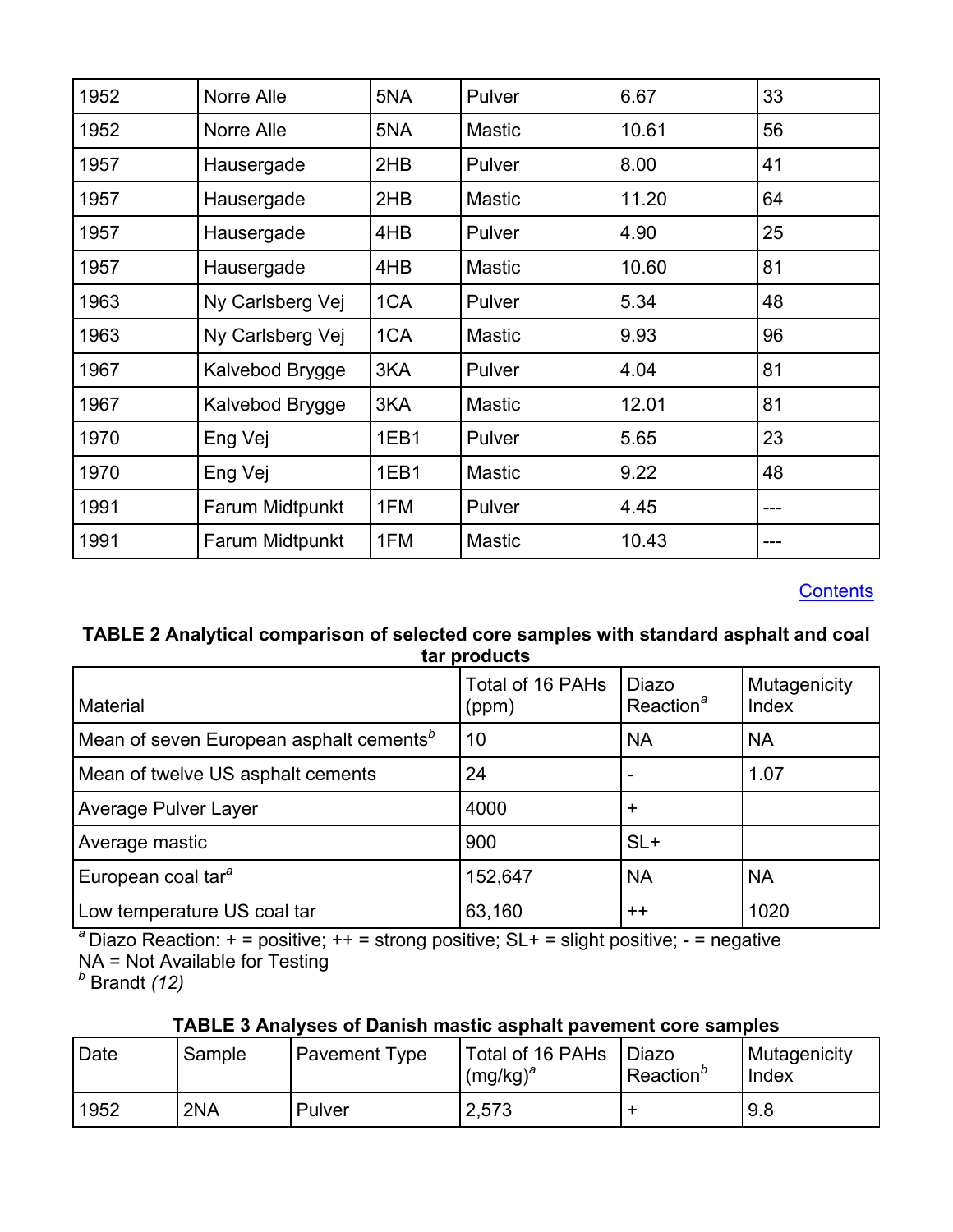| 1952 | Norre Alle | 5NA | Pulver | 6.67 | 33 |
|---|---|---|---|---|---|
| 1952 | Norre Alle | 5NA | Mastic | 10.61 | 56 |
| 1957 | Hausergade | 2HB | Pulver | 8.00 | 41 |
| 1957 | Hausergade | 2HB | Mastic | 11.20 | 64 |
| 1957 | Hausergade | 4HB | Pulver | 4.90 | 25 |
| 1957 | Hausergade | 4HB | Mastic | 10.60 | 81 |
| 1963 | Ny Carlsberg Vej | 1CA | Pulver | 5.34 | 48 |
| 1963 | Ny Carlsberg Vej | 1CA | Mastic | 9.93 | 96 |
| 1967 | Kalvebod Brygge | 3KA | Pulver | 4.04 | 81 |
| 1967 | Kalvebod Brygge | 3KA | Mastic | 12.01 | 81 |
| 1970 | Eng Vej | 1EB1 | Pulver | 5.65 | 23 |
| 1970 | Eng Vej | 1EB1 | Mastic | 9.22 | 48 |
| 1991 | Farum Midtpunkt | 1FM | Pulver | 4.45 | --- |
| 1991 | Farum Midtpunkt | 1FM | Mastic | 10.43 | --- |

Contents

**TABLE 2 Analytical comparison of selected core samples with standard asphalt and coal tar products**

| Material | Total of 16 PAHs (ppm) | Diazo Reaction[a] | Mutagenicity Index |
|---|---|---|---|
| Mean of seven European asphalt cements[b] | 10 | NA | NA |
| Mean of twelve US asphalt cements | 24 | - | 1.07 |
| Average Pulver Layer | 4000 | + | |
| Average mastic | 900 | SL+ | |
| European coal tar[a] | 152,647 | NA | NA |
| Low temperature US coal tar | 63,160 | ++ | 1020 |

[a] Diazo Reaction: + = positive; ++ = strong positive; SL+ = slight positive; - = negative
NA = Not Available for Testing
[b] Brandt *(12)*

**TABLE 3 Analyses of Danish mastic asphalt pavement core samples**

| Date | Sample | Pavement Type | Total of 16 PAHs (mg/kg)[a] | Diazo Reaction[b] | Mutagenicity Index |
|---|---|---|---|---|---|
| 1952 | 2NA | Pulver | 2,573 | + | 9.8 |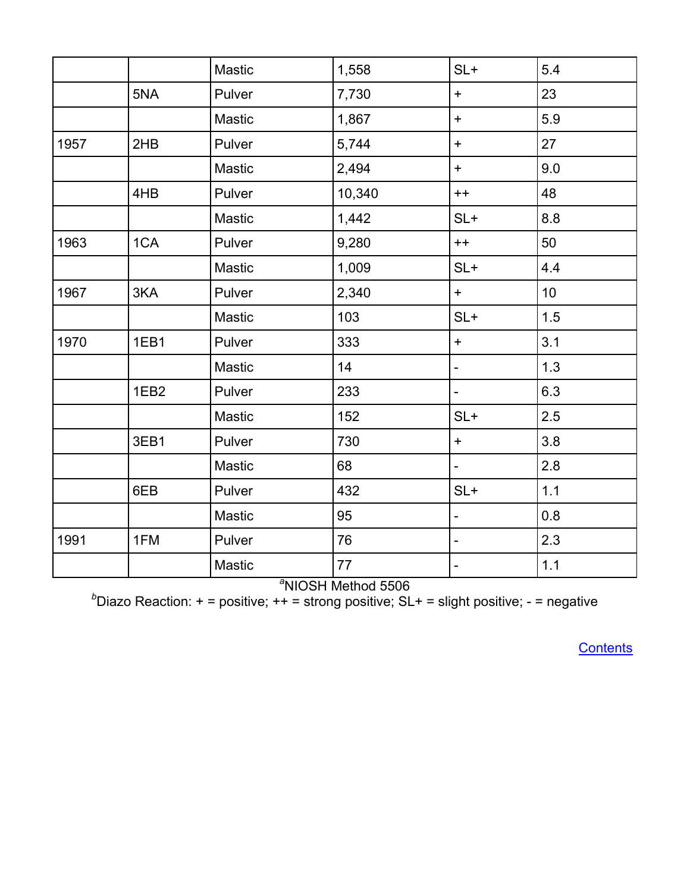| | | | | | |
|---|---|---|---|---|---|
| | | Mastic | 1,558 | SL+ | 5.4 |
| | 5NA | Pulver | 7,730 | + | 23 |
| | | Mastic | 1,867 | + | 5.9 |
| 1957 | 2HB | Pulver | 5,744 | + | 27 |
| | | Mastic | 2,494 | + | 9.0 |
| | 4HB | Pulver | 10,340 | ++ | 48 |
| | | Mastic | 1,442 | SL+ | 8.8 |
| 1963 | 1CA | Pulver | 9,280 | ++ | 50 |
| | | Mastic | 1,009 | SL+ | 4.4 |
| 1967 | 3KA | Pulver | 2,340 | + | 10 |
| | | Mastic | 103 | SL+ | 1.5 |
| 1970 | 1EB1 | Pulver | 333 | + | 3.1 |
| | | Mastic | 14 | - | 1.3 |
| | 1EB2 | Pulver | 233 | - | 6.3 |
| | | Mastic | 152 | SL+ | 2.5 |
| | 3EB1 | Pulver | 730 | + | 3.8 |
| | | Mastic | 68 | - | 2.8 |
| | 6EB | Pulver | 432 | SL+ | 1.1 |
| | | Mastic | 95 | - | 0.8 |
| 1991 | 1FM | Pulver | 76 | - | 2.3 |
| | | Mastic | 77 | - | 1.1 |

[a]NIOSH Method 5506

[b]Diazo Reaction: + = positive; ++ = strong positive; SL+ = slight positive; - = negative

Contents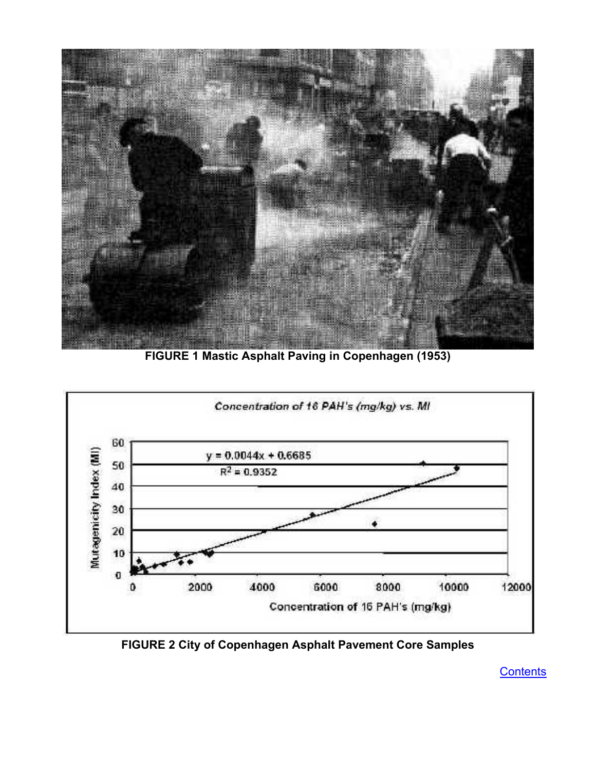FIGURE 1 Mastic Asphalt Paving in Copenhagen (1953)

Concentration of 16 PAH's (mg/kg) vs. MI

$y = 0.0044x + 0.6685$

$R^2 = 0.9352$

Mutagenicity Index (MI)

0
10
20
30
40
50
60

0
2000
4000
6000
8000
10000
12000

Concentration of 16 PAH's (mg/kg)

FIGURE 2 City of Copenhagen Asphalt Pavement Core Samples

Contents